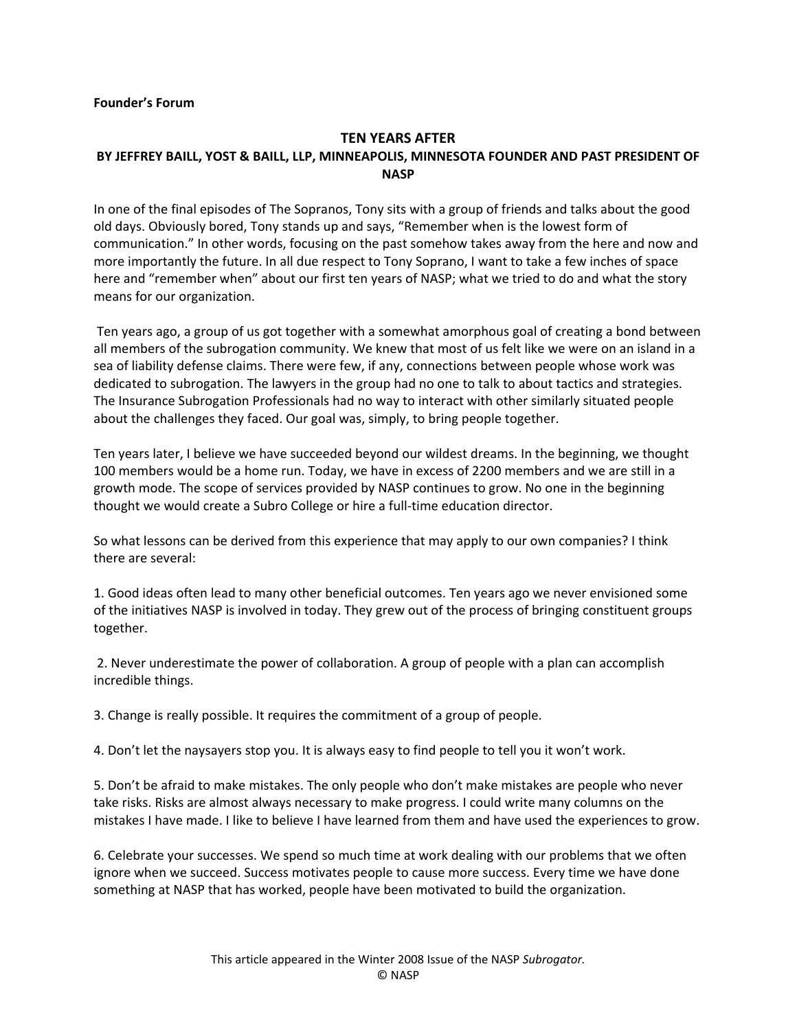**Founder's Forum**

## TEN YEARS AFTER

### BY JEFFREY BAILL, YOST & BAILL, LLP, MINNEAPOLIS, MINNESOTA FOUNDER AND PAST PRESIDENT OF NASP

In one of the final episodes of The Sopranos, Tony sits with a group of friends and talks about the good old days. Obviously bored, Tony stands up and says, "Remember when is the lowest form of communication." In other words, focusing on the past somehow takes away from the here and now and more importantly the future. In all due respect to Tony Soprano, I want to take a few inches of space here and "remember when" about our first ten years of NASP; what we tried to do and what the story means for our organization.

Ten years ago, a group of us got together with a somewhat amorphous goal of creating a bond between all members of the subrogation community. We knew that most of us felt like we were on an island in a sea of liability defense claims. There were few, if any, connections between people whose work was dedicated to subrogation. The lawyers in the group had no one to talk to about tactics and strategies. The Insurance Subrogation Professionals had no way to interact with other similarly situated people about the challenges they faced. Our goal was, simply, to bring people together.

Ten years later, I believe we have succeeded beyond our wildest dreams. In the beginning, we thought 100 members would be a home run. Today, we have in excess of 2200 members and we are still in a growth mode. The scope of services provided by NASP continues to grow. No one in the beginning thought we would create a Subro College or hire a full-time education director.

So what lessons can be derived from this experience that may apply to our own companies? I think there are several:

1. Good ideas often lead to many other beneficial outcomes. Ten years ago we never envisioned some of the initiatives NASP is involved in today. They grew out of the process of bringing constituent groups together.

2. Never underestimate the power of collaboration. A group of people with a plan can accomplish incredible things.

3. Change is really possible. It requires the commitment of a group of people.

4. Don't let the naysayers stop you. It is always easy to find people to tell you it won't work.

5. Don't be afraid to make mistakes. The only people who don't make mistakes are people who never take risks. Risks are almost always necessary to make progress. I could write many columns on the mistakes I have made. I like to believe I have learned from them and have used the experiences to grow.

6. Celebrate your successes. We spend so much time at work dealing with our problems that we often ignore when we succeed. Success motivates people to cause more success. Every time we have done something at NASP that has worked, people have been motivated to build the organization.

This article appeared in the Winter 2008 Issue of the NASP *Subrogator.*
© NASP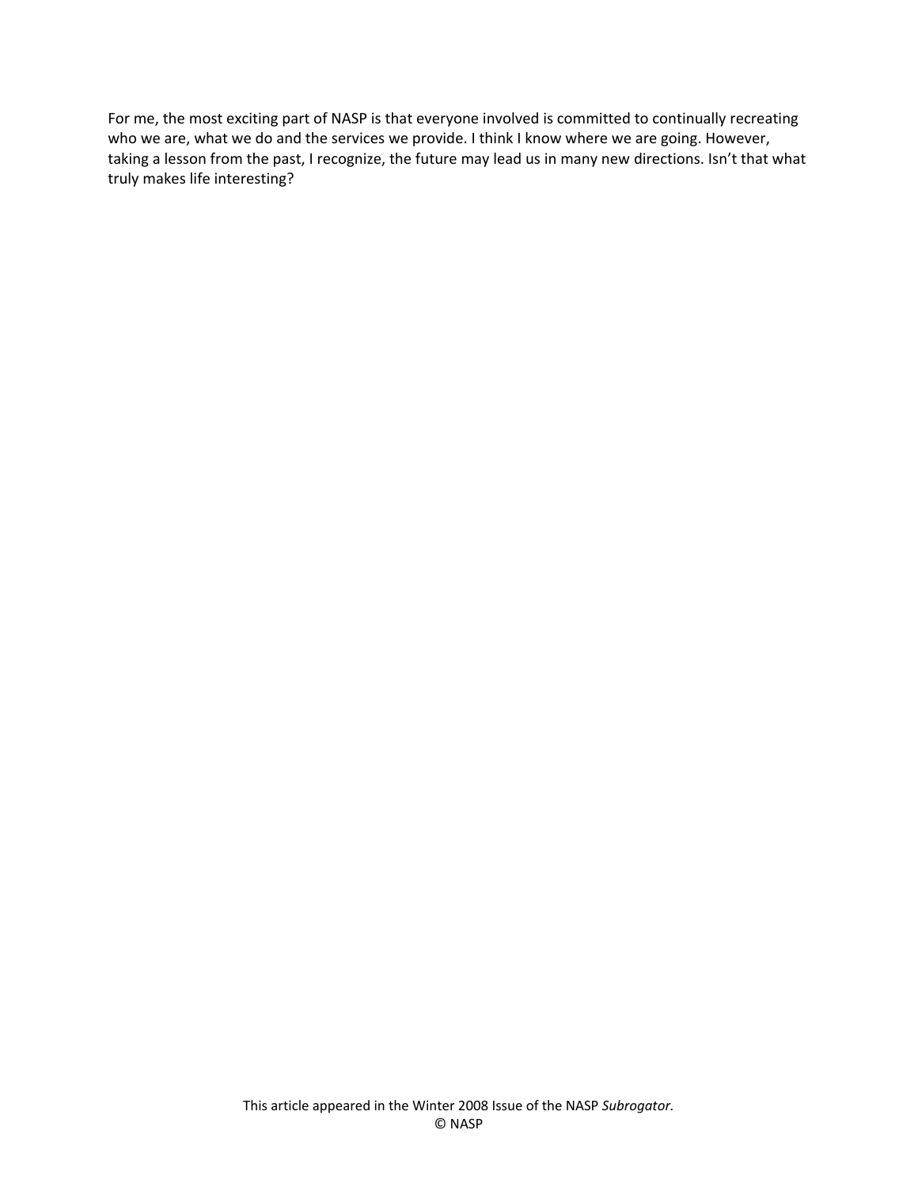For me, the most exciting part of NASP is that everyone involved is committed to continually recreating who we are, what we do and the services we provide. I think I know where we are going. However, taking a lesson from the past, I recognize, the future may lead us in many new directions. Isn't that what truly makes life interesting?

This article appeared in the Winter 2008 Issue of the NASP *Subrogator.*
© NASP